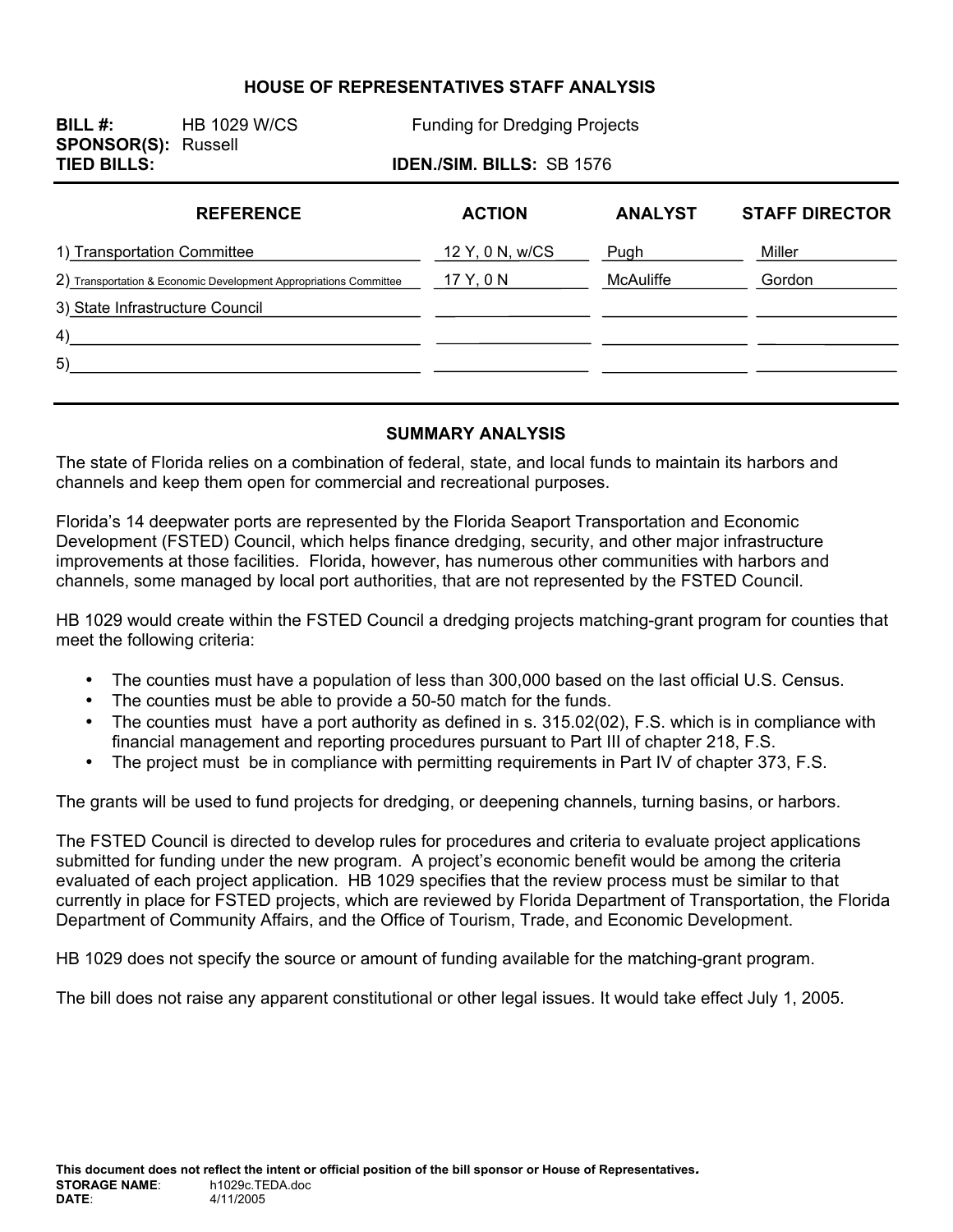# HOUSE OF REPRESENTATIVES STAFF ANALYSIS

**BILL #:** HB 1029 W/CS Funding for Dredging Projects
**SPONSOR(S):** Russell
**TIED BILLS:** **IDEN./SIM. BILLS:** SB 1576

| REFERENCE | ACTION | ANALYST | STAFF DIRECTOR |
|---|---|---|---|
| 1) Transportation Committee | 12 Y, 0 N, w/CS | Pugh | Miller |
| 2) Transportation & Economic Development Appropriations Committee | 17 Y, 0 N | McAuliffe | Gordon |
| 3) State Infrastructure Council | | | |
| 4) | | | |
| 5) | | | |

## SUMMARY ANALYSIS

The state of Florida relies on a combination of federal, state, and local funds to maintain its harbors and channels and keep them open for commercial and recreational purposes.

Florida's 14 deepwater ports are represented by the Florida Seaport Transportation and Economic Development (FSTED) Council, which helps finance dredging, security, and other major infrastructure improvements at those facilities. Florida, however, has numerous other communities with harbors and channels, some managed by local port authorities, that are not represented by the FSTED Council.

HB 1029 would create within the FSTED Council a dredging projects matching-grant program for counties that meet the following criteria:

- The counties must have a population of less than 300,000 based on the last official U.S. Census.
- The counties must be able to provide a 50-50 match for the funds.
- The counties must have a port authority as defined in s. 315.02(02), F.S. which is in compliance with financial management and reporting procedures pursuant to Part III of chapter 218, F.S.
- The project must be in compliance with permitting requirements in Part IV of chapter 373, F.S.

The grants will be used to fund projects for dredging, or deepening channels, turning basins, or harbors.

The FSTED Council is directed to develop rules for procedures and criteria to evaluate project applications submitted for funding under the new program. A project's economic benefit would be among the criteria evaluated of each project application. HB 1029 specifies that the review process must be similar to that currently in place for FSTED projects, which are reviewed by Florida Department of Transportation, the Florida Department of Community Affairs, and the Office of Tourism, Trade, and Economic Development.

HB 1029 does not specify the source or amount of funding available for the matching-grant program.

The bill does not raise any apparent constitutional or other legal issues. It would take effect July 1, 2005.

**This document does not reflect the intent or official position of the bill sponsor or House of Representatives.**
**STORAGE NAME:** h1029c.TEDA.doc
**DATE:** 4/11/2005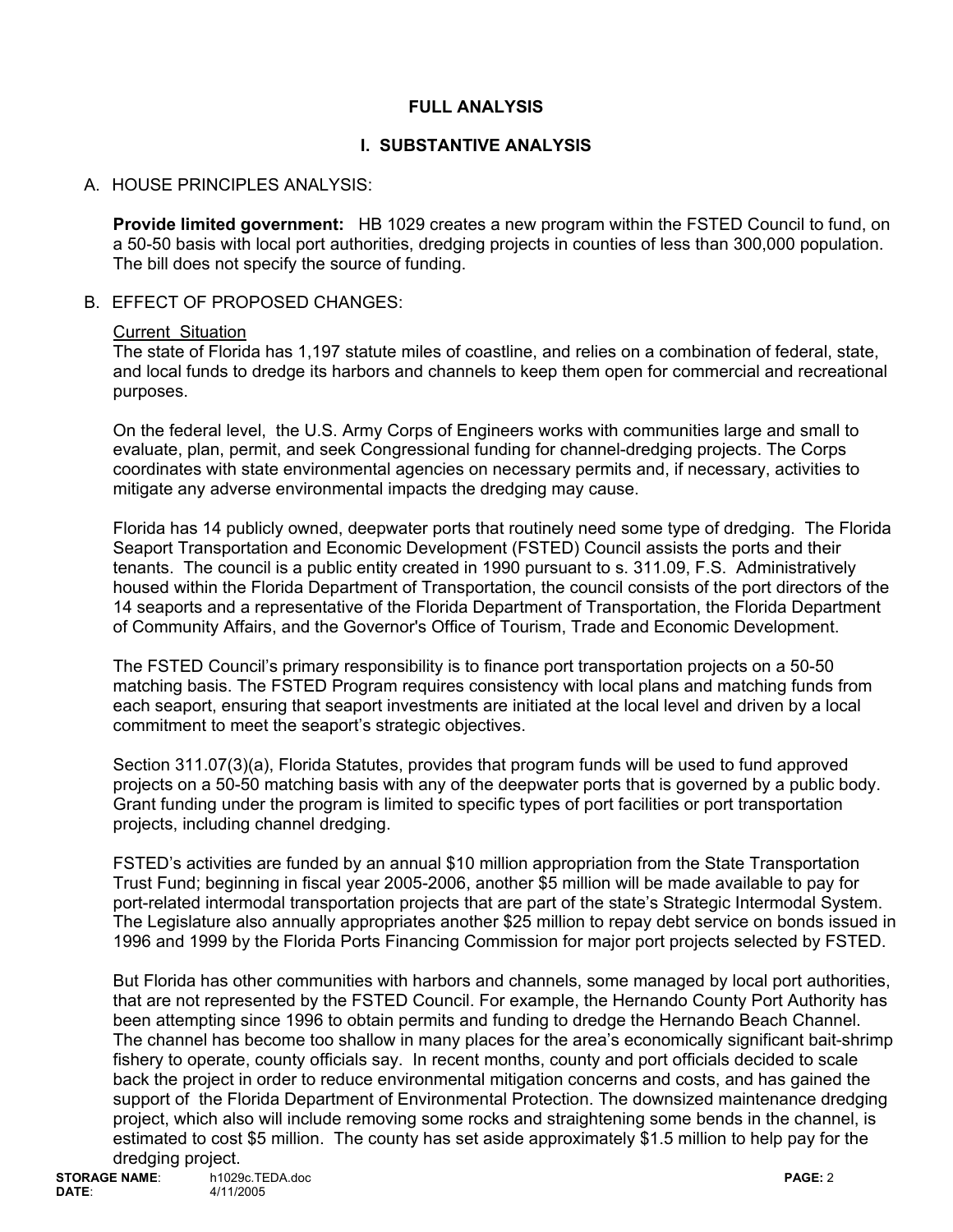## FULL ANALYSIS

## I. SUBSTANTIVE ANALYSIS

A. HOUSE PRINCIPLES ANALYSIS:

**Provide limited government:** HB 1029 creates a new program within the FSTED Council to fund, on a 50-50 basis with local port authorities, dredging projects in counties of less than 300,000 population. The bill does not specify the source of funding.

B. EFFECT OF PROPOSED CHANGES:

Current Situation

The state of Florida has 1,197 statute miles of coastline, and relies on a combination of federal, state, and local funds to dredge its harbors and channels to keep them open for commercial and recreational purposes.

On the federal level, the U.S. Army Corps of Engineers works with communities large and small to evaluate, plan, permit, and seek Congressional funding for channel-dredging projects. The Corps coordinates with state environmental agencies on necessary permits and, if necessary, activities to mitigate any adverse environmental impacts the dredging may cause.

Florida has 14 publicly owned, deepwater ports that routinely need some type of dredging. The Florida Seaport Transportation and Economic Development (FSTED) Council assists the ports and their tenants. The council is a public entity created in 1990 pursuant to s. 311.09, F.S. Administratively housed within the Florida Department of Transportation, the council consists of the port directors of the 14 seaports and a representative of the Florida Department of Transportation, the Florida Department of Community Affairs, and the Governor's Office of Tourism, Trade and Economic Development.

The FSTED Council's primary responsibility is to finance port transportation projects on a 50-50 matching basis. The FSTED Program requires consistency with local plans and matching funds from each seaport, ensuring that seaport investments are initiated at the local level and driven by a local commitment to meet the seaport's strategic objectives.

Section 311.07(3)(a), Florida Statutes, provides that program funds will be used to fund approved projects on a 50-50 matching basis with any of the deepwater ports that is governed by a public body. Grant funding under the program is limited to specific types of port facilities or port transportation projects, including channel dredging.

FSTED's activities are funded by an annual $10 million appropriation from the State Transportation Trust Fund; beginning in fiscal year 2005-2006, another $5 million will be made available to pay for port-related intermodal transportation projects that are part of the state's Strategic Intermodal System. The Legislature also annually appropriates another $25 million to repay debt service on bonds issued in 1996 and 1999 by the Florida Ports Financing Commission for major port projects selected by FSTED.

But Florida has other communities with harbors and channels, some managed by local port authorities, that are not represented by the FSTED Council. For example, the Hernando County Port Authority has been attempting since 1996 to obtain permits and funding to dredge the Hernando Beach Channel. The channel has become too shallow in many places for the area's economically significant bait-shrimp fishery to operate, county officials say. In recent months, county and port officials decided to scale back the project in order to reduce environmental mitigation concerns and costs, and has gained the support of the Florida Department of Environmental Protection. The downsized maintenance dredging project, which also will include removing some rocks and straightening some bends in the channel, is estimated to cost $5 million. The county has set aside approximately $1.5 million to help pay for the dredging project.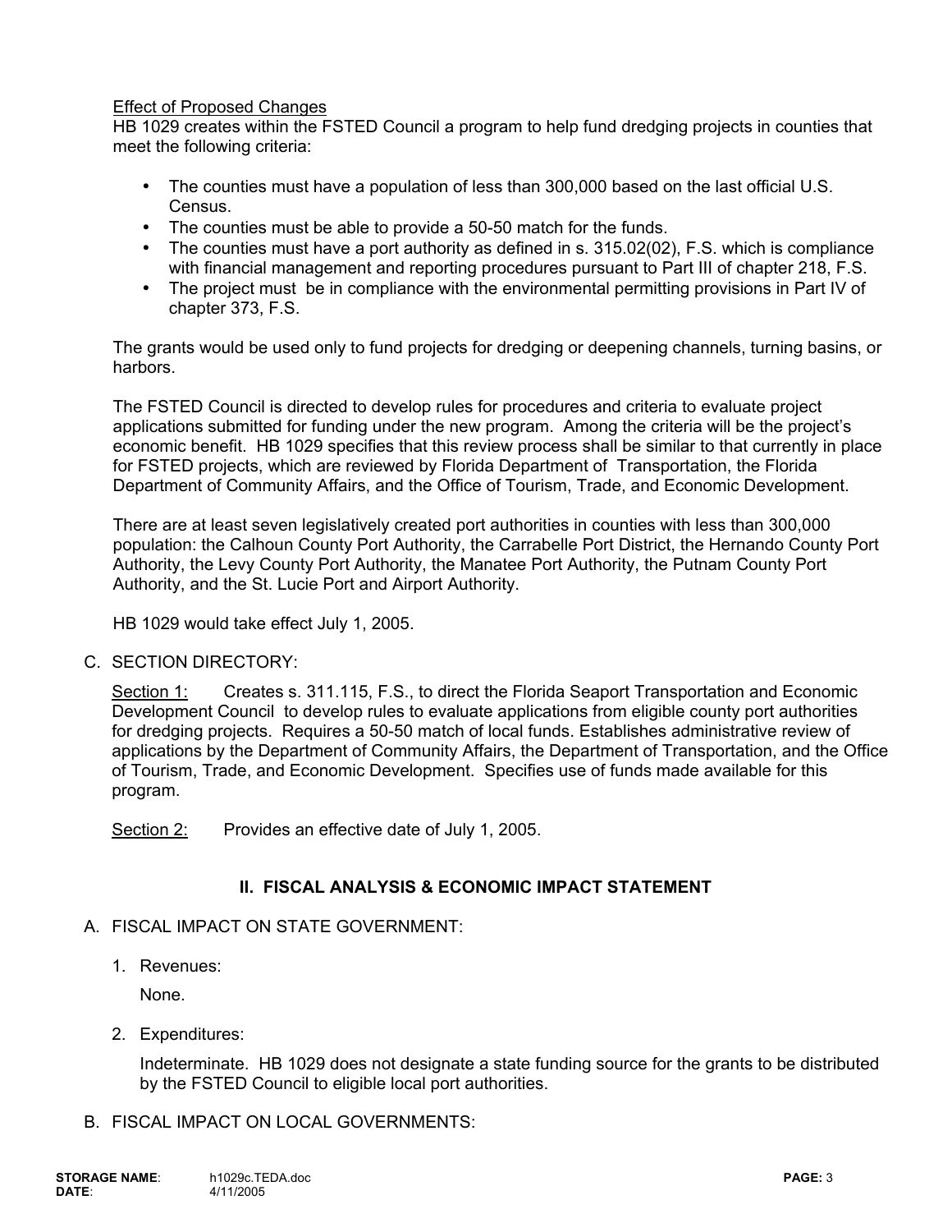Effect of Proposed Changes

HB 1029 creates within the FSTED Council a program to help fund dredging projects in counties that meet the following criteria:

- The counties must have a population of less than 300,000 based on the last official U.S. Census.
- The counties must be able to provide a 50-50 match for the funds.
- The counties must have a port authority as defined in s. 315.02(02), F.S. which is compliance with financial management and reporting procedures pursuant to Part III of chapter 218, F.S.
- The project must be in compliance with the environmental permitting provisions in Part IV of chapter 373, F.S.

The grants would be used only to fund projects for dredging or deepening channels, turning basins, or harbors.

The FSTED Council is directed to develop rules for procedures and criteria to evaluate project applications submitted for funding under the new program. Among the criteria will be the project's economic benefit. HB 1029 specifies that this review process shall be similar to that currently in place for FSTED projects, which are reviewed by Florida Department of Transportation, the Florida Department of Community Affairs, and the Office of Tourism, Trade, and Economic Development.

There are at least seven legislatively created port authorities in counties with less than 300,000 population: the Calhoun County Port Authority, the Carrabelle Port District, the Hernando County Port Authority, the Levy County Port Authority, the Manatee Port Authority, the Putnam County Port Authority, and the St. Lucie Port and Airport Authority.

HB 1029 would take effect July 1, 2005.

C. SECTION DIRECTORY:

Section 1: Creates s. 311.115, F.S., to direct the Florida Seaport Transportation and Economic Development Council to develop rules to evaluate applications from eligible county port authorities for dredging projects. Requires a 50-50 match of local funds. Establishes administrative review of applications by the Department of Community Affairs, the Department of Transportation, and the Office of Tourism, Trade, and Economic Development. Specifies use of funds made available for this program.

Section 2: Provides an effective date of July 1, 2005.

## II. FISCAL ANALYSIS & ECONOMIC IMPACT STATEMENT

A. FISCAL IMPACT ON STATE GOVERNMENT:

1. Revenues:

   None.

2. Expenditures:

   Indeterminate. HB 1029 does not designate a state funding source for the grants to be distributed by the FSTED Council to eligible local port authorities.

B. FISCAL IMPACT ON LOCAL GOVERNMENTS: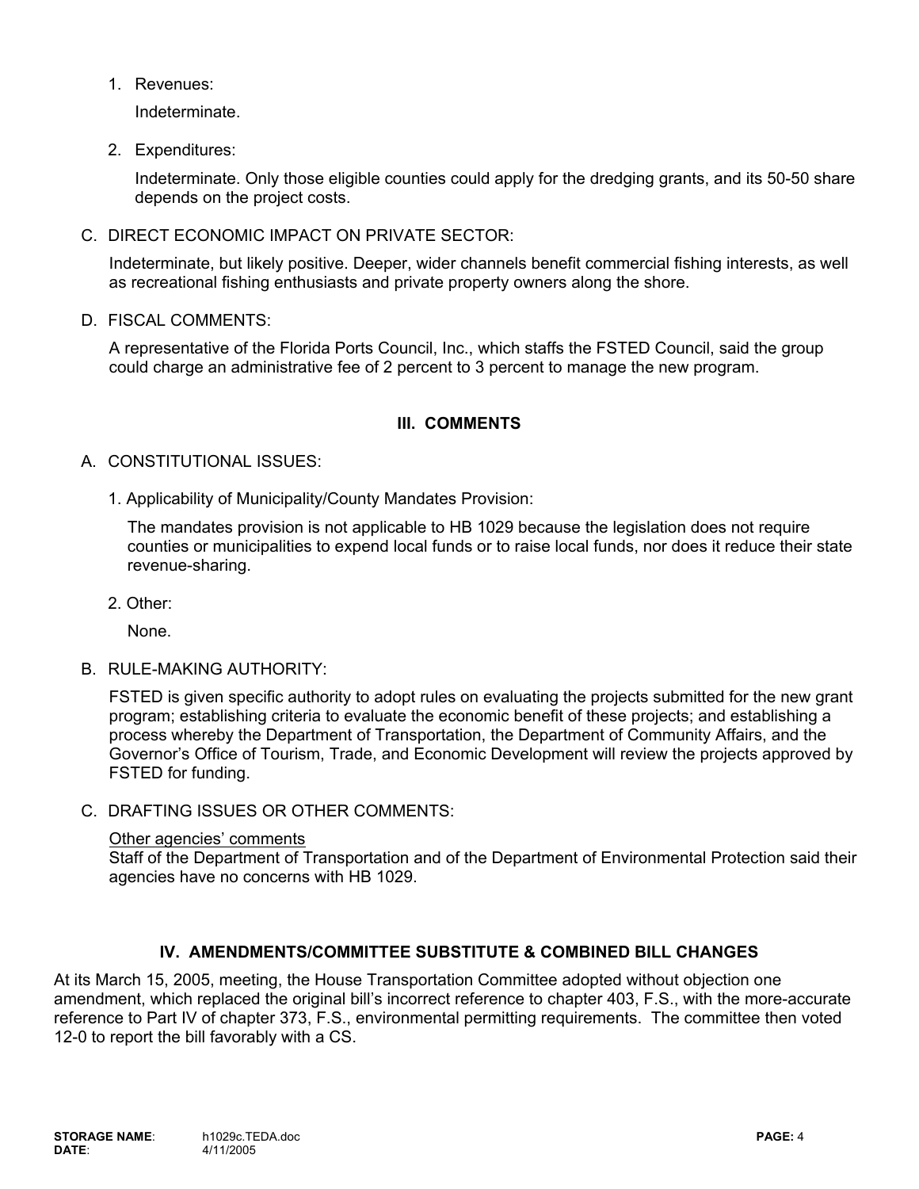1. Revenues:

   Indeterminate.

2. Expenditures:

   Indeterminate. Only those eligible counties could apply for the dredging grants, and its 50-50 share depends on the project costs.

C. DIRECT ECONOMIC IMPACT ON PRIVATE SECTOR:

Indeterminate, but likely positive. Deeper, wider channels benefit commercial fishing interests, as well as recreational fishing enthusiasts and private property owners along the shore.

D. FISCAL COMMENTS:

A representative of the Florida Ports Council, Inc., which staffs the FSTED Council, said the group could charge an administrative fee of 2 percent to 3 percent to manage the new program.

## III. COMMENTS

A. CONSTITUTIONAL ISSUES:

1. Applicability of Municipality/County Mandates Provision:

   The mandates provision is not applicable to HB 1029 because the legislation does not require counties or municipalities to expend local funds or to raise local funds, nor does it reduce their state revenue-sharing.

2. Other:

   None.

B. RULE-MAKING AUTHORITY:

FSTED is given specific authority to adopt rules on evaluating the projects submitted for the new grant program; establishing criteria to evaluate the economic benefit of these projects; and establishing a process whereby the Department of Transportation, the Department of Community Affairs, and the Governor's Office of Tourism, Trade, and Economic Development will review the projects approved by FSTED for funding.

C. DRAFTING ISSUES OR OTHER COMMENTS:

Other agencies' comments

Staff of the Department of Transportation and of the Department of Environmental Protection said their agencies have no concerns with HB 1029.

## IV. AMENDMENTS/COMMITTEE SUBSTITUTE & COMBINED BILL CHANGES

At its March 15, 2005, meeting, the House Transportation Committee adopted without objection one amendment, which replaced the original bill's incorrect reference to chapter 403, F.S., with the more-accurate reference to Part IV of chapter 373, F.S., environmental permitting requirements. The committee then voted 12-0 to report the bill favorably with a CS.